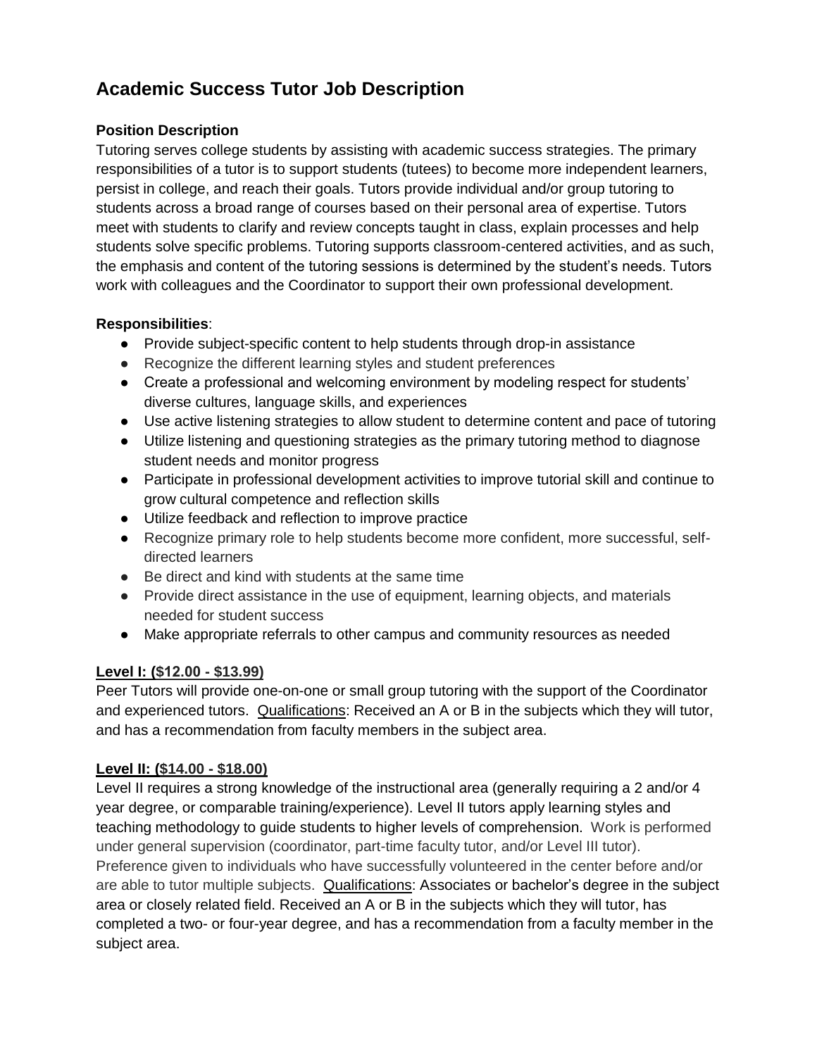# Academic Success Tutor Job Description

**Position Description**

Tutoring serves college students by assisting with academic success strategies. The primary responsibilities of a tutor is to support students (tutees) to become more independent learners, persist in college, and reach their goals. Tutors provide individual and/or group tutoring to students across a broad range of courses based on their personal area of expertise. Tutors meet with students to clarify and review concepts taught in class, explain processes and help students solve specific problems. Tutoring supports classroom-centered activities, and as such, the emphasis and content of the tutoring sessions is determined by the student's needs. Tutors work with colleagues and the Coordinator to support their own professional development.

**Responsibilities**:

- Provide subject-specific content to help students through drop-in assistance
- Recognize the different learning styles and student preferences
- Create a professional and welcoming environment by modeling respect for students' diverse cultures, language skills, and experiences
- Use active listening strategies to allow student to determine content and pace of tutoring
- Utilize listening and questioning strategies as the primary tutoring method to diagnose student needs and monitor progress
- Participate in professional development activities to improve tutorial skill and continue to grow cultural competence and reflection skills
- Utilize feedback and reflection to improve practice
- Recognize primary role to help students become more confident, more successful, self-directed learners
- Be direct and kind with students at the same time
- Provide direct assistance in the use of equipment, learning objects, and materials needed for student success
- Make appropriate referrals to other campus and community resources as needed

**Level I: ($12.00 - $13.99)**

Peer Tutors will provide one-on-one or small group tutoring with the support of the Coordinator and experienced tutors. Qualifications: Received an A or B in the subjects which they will tutor, and has a recommendation from faculty members in the subject area.

**Level II: ($14.00 - $18.00)**

Level II requires a strong knowledge of the instructional area (generally requiring a 2 and/or 4 year degree, or comparable training/experience). Level II tutors apply learning styles and teaching methodology to guide students to higher levels of comprehension. Work is performed under general supervision (coordinator, part-time faculty tutor, and/or Level III tutor). Preference given to individuals who have successfully volunteered in the center before and/or are able to tutor multiple subjects. Qualifications: Associates or bachelor's degree in the subject area or closely related field. Received an A or B in the subjects which they will tutor, has completed a two- or four-year degree, and has a recommendation from a faculty member in the subject area.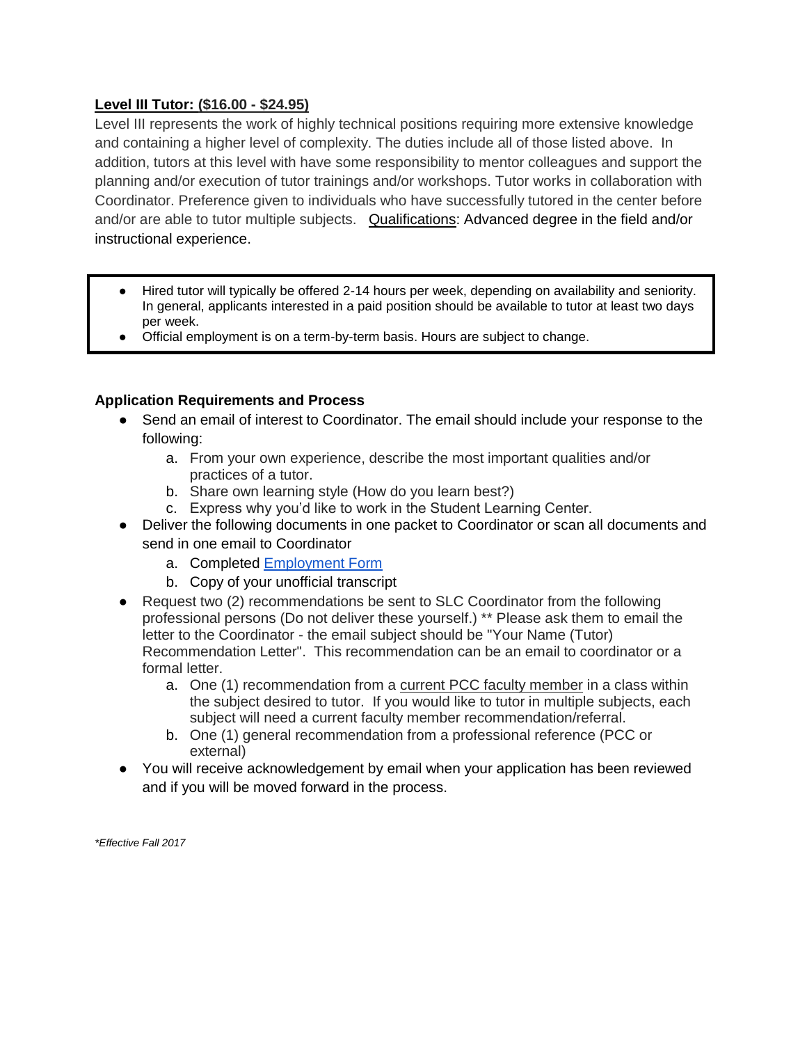**Level III Tutor: ($16.00 - $24.95)**

Level III represents the work of highly technical positions requiring more extensive knowledge and containing a higher level of complexity. The duties include all of those listed above. In addition, tutors at this level with have some responsibility to mentor colleagues and support the planning and/or execution of tutor trainings and/or workshops. Tutor works in collaboration with Coordinator. Preference given to individuals who have successfully tutored in the center before and/or are able to tutor multiple subjects. Qualifications: Advanced degree in the field and/or instructional experience.

- Hired tutor will typically be offered 2-14 hours per week, depending on availability and seniority. In general, applicants interested in a paid position should be available to tutor at least two days per week.
- Official employment is on a term-by-term basis. Hours are subject to change.

**Application Requirements and Process**

- Send an email of interest to Coordinator. The email should include your response to the following:
  a. From your own experience, describe the most important qualities and/or practices of a tutor.
  b. Share own learning style (How do you learn best?)
  c. Express why you'd like to work in the Student Learning Center.
- Deliver the following documents in one packet to Coordinator or scan all documents and send in one email to Coordinator
  a. Completed Employment Form
  b. Copy of your unofficial transcript
- Request two (2) recommendations be sent to SLC Coordinator from the following professional persons (Do not deliver these yourself.) ** Please ask them to email the letter to the Coordinator - the email subject should be "Your Name (Tutor) Recommendation Letter". This recommendation can be an email to coordinator or a formal letter.
  a. One (1) recommendation from a current PCC faculty member in a class within the subject desired to tutor. If you would like to tutor in multiple subjects, each subject will need a current faculty member recommendation/referral.
  b. One (1) general recommendation from a professional reference (PCC or external)
- You will receive acknowledgement by email when your application has been reviewed and if you will be moved forward in the process.

*\*Effective Fall 2017*